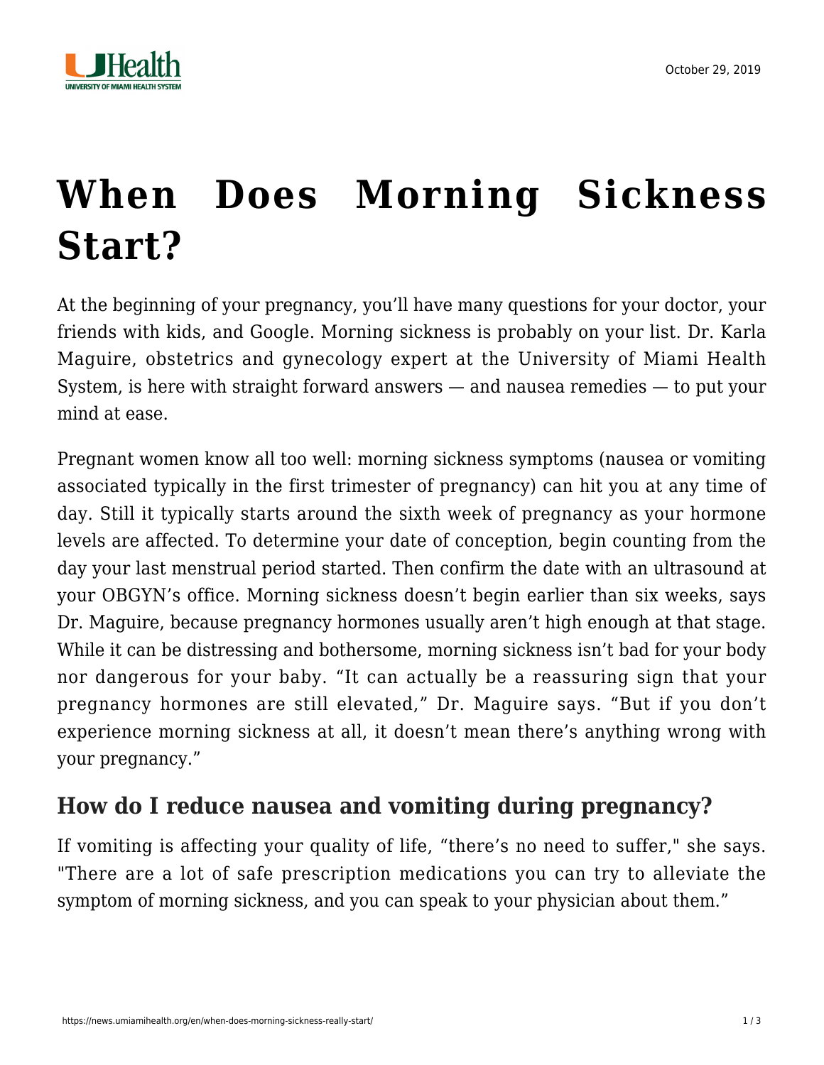# When Does Morning Sickness Start?

At the beginning of your pregnancy, you'll have many questions for your doctor, your friends with kids, and Google. Morning sickness is probably on your list. Dr. Karla Maguire, obstetrics and gynecology expert at the University of Miami Health System, is here with straight forward answers — and nausea remedies — to put your mind at ease.

Pregnant women know all too well: morning sickness symptoms (nausea or vomiting associated typically in the first trimester of pregnancy) can hit you at any time of day. Still it typically starts around the sixth week of pregnancy as your hormone levels are affected. To determine your date of conception, begin counting from the day your last menstrual period started. Then confirm the date with an ultrasound at your OBGYN's office. Morning sickness doesn't begin earlier than six weeks, says Dr. Maguire, because pregnancy hormones usually aren't high enough at that stage. While it can be distressing and bothersome, morning sickness isn't bad for your body nor dangerous for your baby. "It can actually be a reassuring sign that your pregnancy hormones are still elevated," Dr. Maguire says. "But if you don't experience morning sickness at all, it doesn't mean there's anything wrong with your pregnancy."

## How do I reduce nausea and vomiting during pregnancy?

If vomiting is affecting your quality of life, "there's no need to suffer," she says. "There are a lot of safe prescription medications you can try to alleviate the symptom of morning sickness, and you can speak to your physician about them."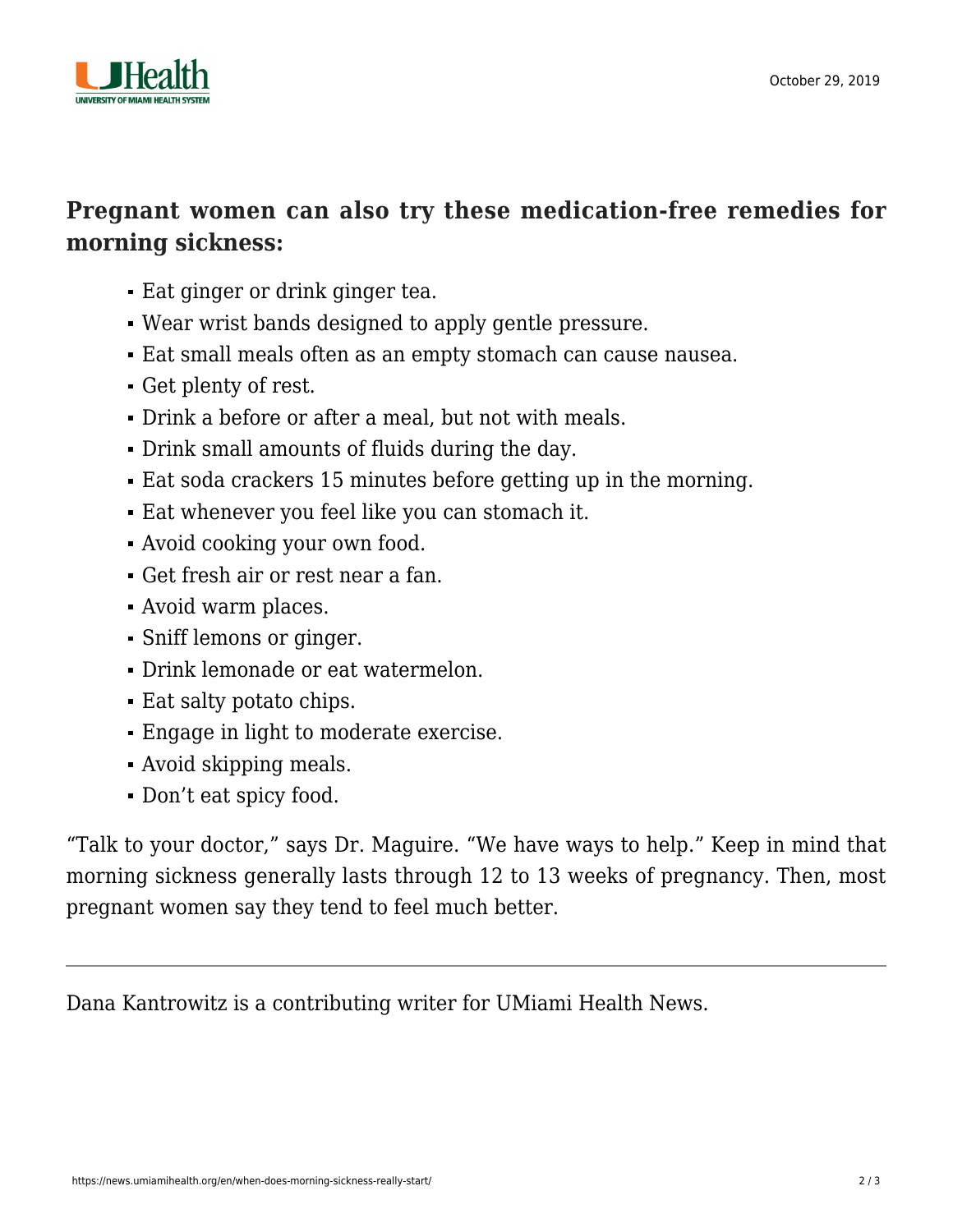### Pregnant women can also try these medication-free remedies for morning sickness:

- Eat ginger or drink ginger tea.
- Wear wrist bands designed to apply gentle pressure.
- Eat small meals often as an empty stomach can cause nausea.
- Get plenty of rest.
- Drink a before or after a meal, but not with meals.
- Drink small amounts of fluids during the day.
- Eat soda crackers 15 minutes before getting up in the morning.
- Eat whenever you feel like you can stomach it.
- Avoid cooking your own food.
- Get fresh air or rest near a fan.
- Avoid warm places.
- Sniff lemons or ginger.
- Drink lemonade or eat watermelon.
- Eat salty potato chips.
- Engage in light to moderate exercise.
- Avoid skipping meals.
- Don't eat spicy food.

"Talk to your doctor," says Dr. Maguire. "We have ways to help." Keep in mind that morning sickness generally lasts through 12 to 13 weeks of pregnancy. Then, most pregnant women say they tend to feel much better.

---

Dana Kantrowitz is a contributing writer for UMiami Health News.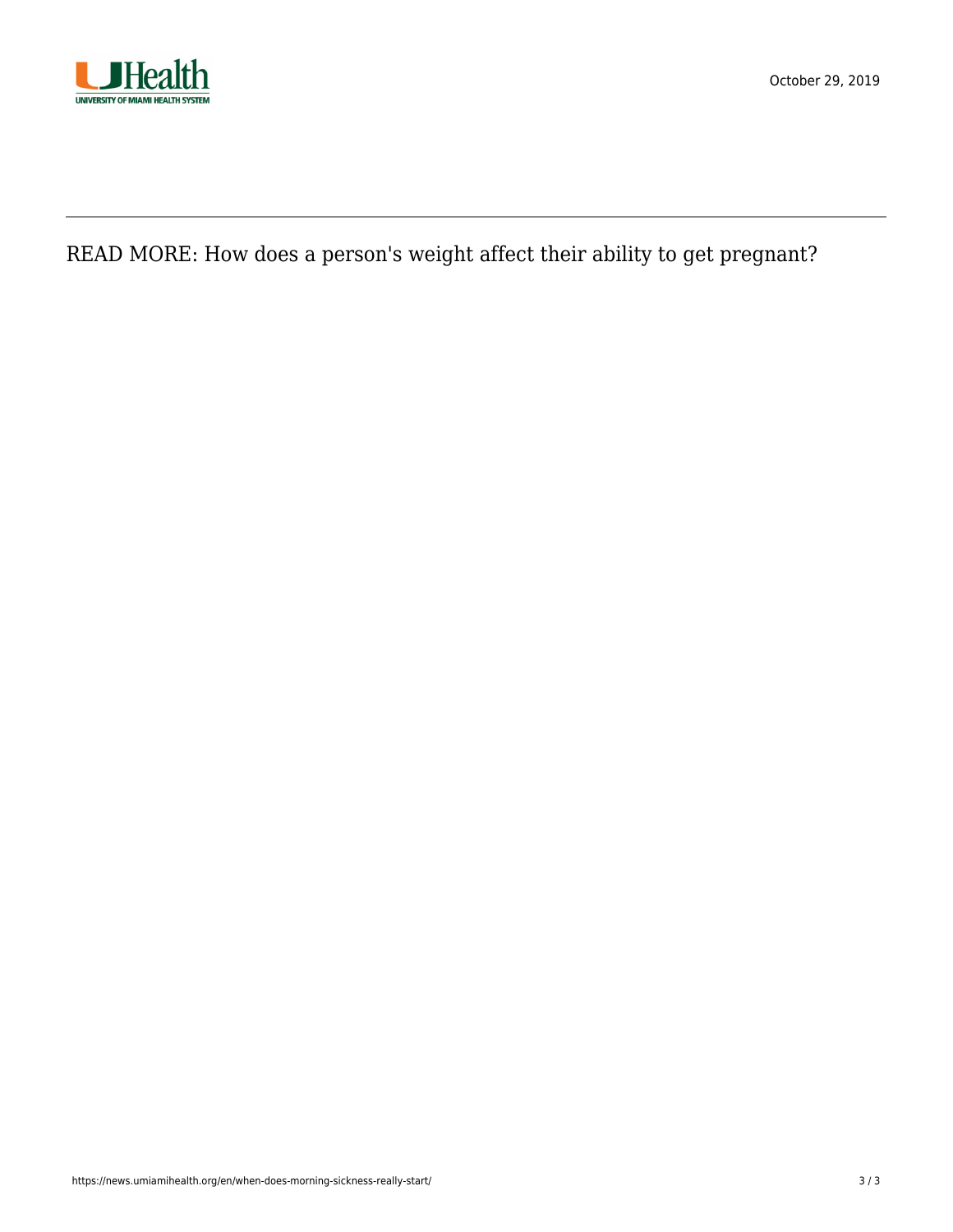READ MORE: How does a person's weight affect their ability to get pregnant?